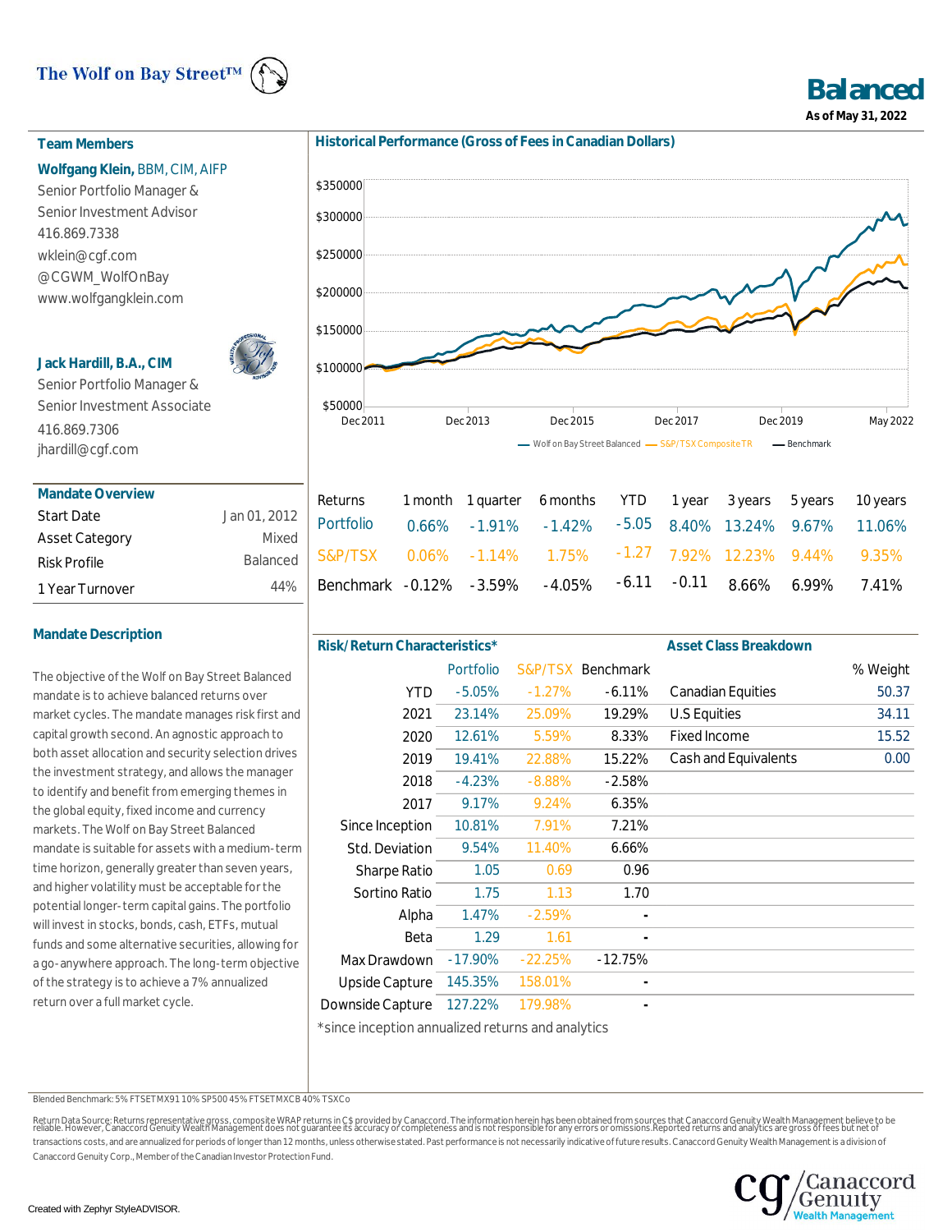The Wolf on Bay Street™

# Balanced

**As of May 31, 2022**

## Team Members

**Wolfgang Klein,** BBM, CIM, AIFP
Senior Portfolio Manager &
Senior Investment Advisor
416.869.7338
wklein@cgf.com
@CGWM_WolfOnBay
www.wolfgangklein.com

**Jack Hardill, B.A., CIM**
Senior Portfolio Manager &
Senior Investment Associate
416.869.7306
jhardill@cgf.com

## Mandate Overview

| | |
|---|---|
| Start Date | Jan 01, 2012 |
| Asset Category | Mixed |
| Risk Profile | Balanced |
| 1 Year Turnover | 44% |

## Mandate Description

The objective of the Wolf on Bay Street Balanced mandate is to achieve balanced returns over market cycles. The mandate manages risk first and capital growth second. An agnostic approach to both asset allocation and security selection drives the investment strategy, and allows the manager to identify and benefit from emerging themes in the global equity, fixed income and currency markets. The Wolf on Bay Street Balanced mandate is suitable for assets with a medium-term time horizon, generally greater than seven years, and higher volatility must be acceptable for the potential longer-term capital gains. The portfolio will invest in stocks, bonds, cash, ETFs, mutual funds and some alternative securities, allowing for a go-anywhere approach. The long-term objective of the strategy is to achieve a 7% annualized return over a full market cycle.

## Historical Performance (Gross of Fees in Canadian Dollars)

Wolf on Bay Street Balanced — S&P/TSX Composite TR — Benchmark

| Returns | 1 month | 1 quarter | 6 months | YTD | 1 year | 3 years | 5 years | 10 years |
|---|---|---|---|---|---|---|---|---|
| Portfolio | 0.66% | -1.91% | -1.42% | -5.05 | 8.40% | 13.24% | 9.67% | 11.06% |
| S&P/TSX | 0.06% | -1.14% | 1.75% | -1.27 | 7.92% | 12.23% | 9.44% | 9.35% |
| Benchmark | -0.12% | -3.59% | -4.05% | -6.11 | -0.11 | 8.66% | 6.99% | 7.41% |

## Risk/Return Characteristics*

| | Portfolio | S&P/TSX | Benchmark |
|---|---|---|---|
| YTD | -5.05% | -1.27% | -6.11% |
| 2021 | 23.14% | 25.09% | 19.29% |
| 2020 | 12.61% | 5.59% | 8.33% |
| 2019 | 19.41% | 22.88% | 15.22% |
| 2018 | -4.23% | -8.88% | -2.58% |
| 2017 | 9.17% | 9.24% | 6.35% |
| Since Inception | 10.81% | 7.91% | 7.21% |
| Std. Deviation | 9.54% | 11.40% | 6.66% |
| Sharpe Ratio | 1.05 | 0.69 | 0.96 |
| Sortino Ratio | 1.75 | 1.13 | 1.70 |
| Alpha | 1.47% | -2.59% | - |
| Beta | 1.29 | 1.61 | - |
| Max Drawdown | -17.90% | -22.25% | -12.75% |
| Upside Capture | 145.35% | 158.01% | - |
| Downside Capture | 127.22% | 179.98% | - |

*since inception annualized returns and analytics

## Asset Class Breakdown

| | % Weight |
|---|---|
| Canadian Equities | 50.37 |
| U.S Equities | 34.11 |
| Fixed Income | 15.52 |
| Cash and Equivalents | 0.00 |

Blended Benchmark: 5% FTSETMX91 10% SP500 45% FTSETMXCB 40% TSXCo

Return Data Source: Returns representative gross, composite WRAP returns in C$ provided by Canaccord. The information herein has been obtained from sources that Canaccord Genuity Wealth Management believe to be reliable. However, Canaccord Genuity Wealth Management does not guarantee its accuracy or completeness and is not responsible for any errors or omissions. Reported returns and analytics are gross of fees but net of transactions costs, and are annualized for periods of longer than 12 months, unless otherwise stated. Past performance is not necessarily indicative of future results. Canaccord Genuity Wealth Management is a division of Canaccord Genuity Corp., Member of the Canadian Investor Protection Fund.

Created with Zephyr StyleADVISOR.

Canaccord Genuity Wealth Management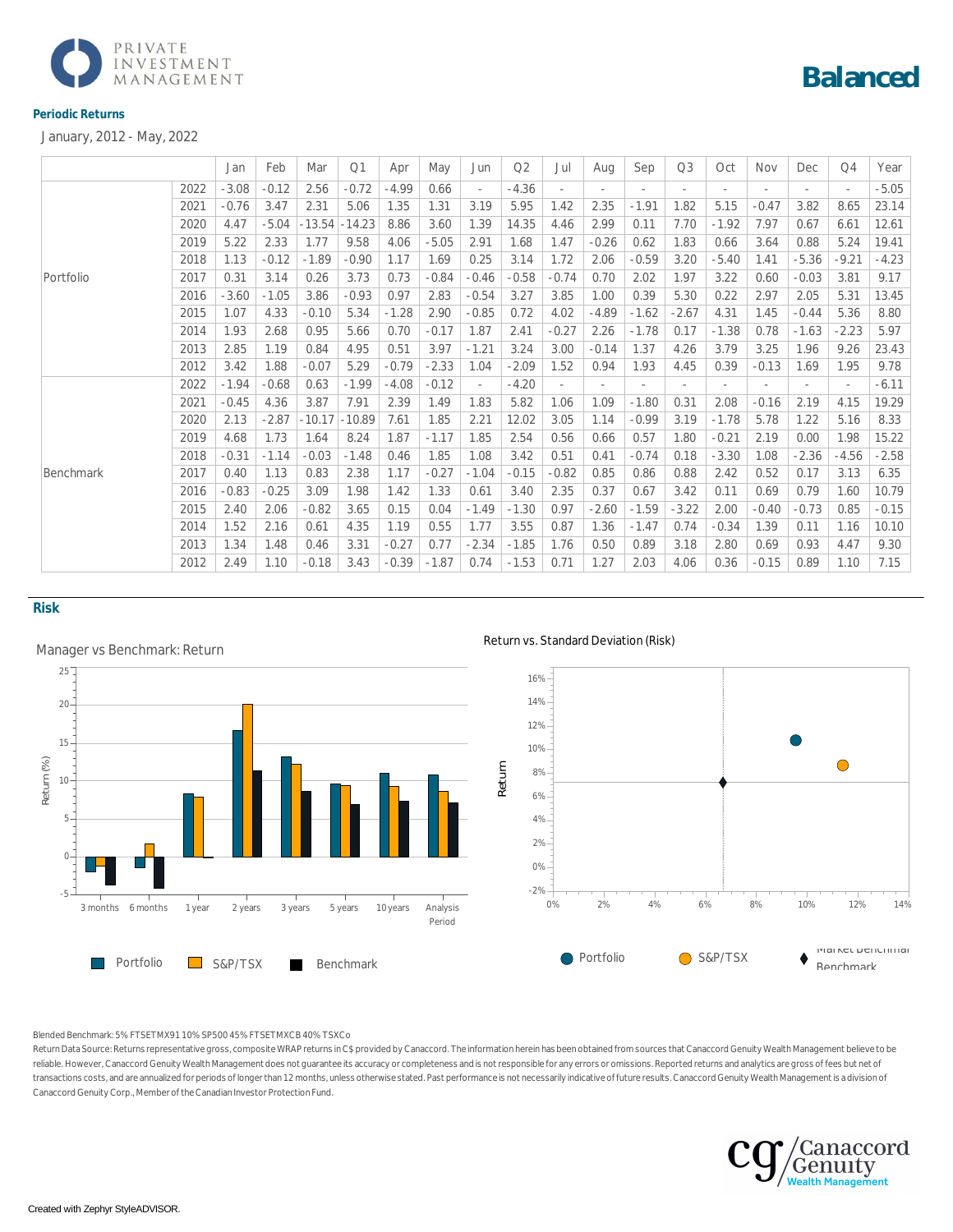PRIVATE INVESTMENT MANAGEMENT

# Balanced

## Periodic Returns

January, 2012 - May, 2022

| | | Jan | Feb | Mar | Q1 | Apr | May | Jun | Q2 | Jul | Aug | Sep | Q3 | Oct | Nov | Dec | Q4 | Year |
|---|---|---|---|---|---|---|---|---|---|---|---|---|---|---|---|---|---|---|
| Portfolio | 2022 | -3.08 | -0.12 | 2.56 | -0.72 | -4.99 | 0.66 | - | -4.36 | - | - | - | - | - | - | - | - | -5.05 |
| | 2021 | -0.76 | 3.47 | 2.31 | 5.06 | 1.35 | 1.31 | 3.19 | 5.95 | 1.42 | 2.35 | -1.91 | 1.82 | 5.15 | -0.47 | 3.82 | 8.65 | 23.14 |
| | 2020 | 4.47 | -5.04 | -13.54 | -14.23 | 8.86 | 3.60 | 1.39 | 14.35 | 4.46 | 2.99 | 0.11 | 7.70 | -1.92 | 7.97 | 0.67 | 6.61 | 12.61 |
| | 2019 | 5.22 | 2.33 | 1.77 | 9.58 | 4.06 | -5.05 | 2.91 | 1.68 | 1.47 | -0.26 | 0.62 | 1.83 | 0.66 | 3.64 | 0.88 | 5.24 | 19.41 |
| | 2018 | 1.13 | -0.12 | -1.89 | -0.90 | 1.17 | 1.69 | 0.25 | 3.14 | 1.72 | 2.06 | -0.59 | 3.20 | -5.40 | 1.41 | -5.36 | -9.21 | -4.23 |
| | 2017 | 0.31 | 3.14 | 0.26 | 3.73 | 0.73 | -0.84 | -0.46 | -0.58 | -0.74 | 0.70 | 2.02 | 1.97 | 3.22 | 0.60 | -0.03 | 3.81 | 9.17 |
| | 2016 | -3.60 | -1.05 | 3.86 | -0.93 | 0.97 | 2.83 | -0.54 | 3.27 | 3.85 | 1.00 | 0.39 | 5.30 | 0.22 | 2.97 | 2.05 | 5.31 | 13.45 |
| | 2015 | 1.07 | 4.33 | -0.10 | 5.34 | -1.28 | 2.90 | -0.85 | 0.72 | 4.02 | -4.89 | -1.62 | -2.67 | 4.31 | 1.45 | -0.44 | 5.36 | 8.80 |
| | 2014 | 1.93 | 2.68 | 0.95 | 5.66 | 0.70 | -0.17 | 1.87 | 2.41 | -0.27 | 2.26 | -1.78 | 0.17 | -1.38 | 0.78 | -1.63 | -2.23 | 5.97 |
| | 2013 | 2.85 | 1.19 | 0.84 | 4.95 | 0.51 | 3.97 | -1.21 | 3.24 | 3.00 | -0.14 | 1.37 | 4.26 | 3.79 | 3.25 | 1.96 | 9.26 | 23.43 |
| | 2012 | 3.42 | 1.88 | -0.07 | 5.29 | -0.79 | -2.33 | 1.04 | -2.09 | 1.52 | 0.94 | 1.93 | 4.45 | 0.39 | -0.13 | 1.69 | 1.95 | 9.78 |
| Benchmark | 2022 | -1.94 | -0.68 | 0.63 | -1.99 | -4.08 | -0.12 | - | -4.20 | - | - | - | - | - | - | - | - | -6.11 |
| | 2021 | -0.45 | 4.36 | 3.87 | 7.91 | 2.39 | 1.49 | 1.83 | 5.82 | 1.06 | 1.09 | -1.80 | 0.31 | 2.08 | -0.16 | 2.19 | 4.15 | 19.29 |
| | 2020 | 2.13 | -2.87 | -10.17 | -10.89 | 7.61 | 1.85 | 2.21 | 12.02 | 3.05 | 1.14 | -0.99 | 3.19 | -1.78 | 5.78 | 1.22 | 5.16 | 8.33 |
| | 2019 | 4.68 | 1.73 | 1.64 | 8.24 | 1.87 | -1.17 | 1.85 | 2.54 | 0.56 | 0.66 | 0.57 | 1.80 | -0.21 | 2.19 | 0.00 | 1.98 | 15.22 |
| | 2018 | -0.31 | -1.14 | -0.03 | -1.48 | 0.46 | 1.85 | 1.08 | 3.42 | 0.51 | 0.41 | -0.74 | 0.18 | -3.30 | 1.08 | -2.36 | -4.56 | -2.58 |
| | 2017 | 0.40 | 1.13 | 0.83 | 2.38 | 1.17 | -0.27 | -1.04 | -0.15 | -0.82 | 0.85 | 0.86 | 0.88 | 2.42 | 0.52 | 0.17 | 3.13 | 6.35 |
| | 2016 | -0.83 | -0.25 | 3.09 | 1.98 | 1.42 | 1.33 | 0.61 | 3.40 | 2.35 | 0.37 | 0.67 | 3.42 | 0.11 | 0.69 | 0.79 | 1.60 | 10.79 |
| | 2015 | 2.40 | 2.06 | -0.82 | 3.65 | 0.15 | 0.04 | -1.49 | -1.30 | 0.97 | -2.60 | -1.59 | -3.22 | 2.00 | -0.40 | -0.73 | 0.85 | -0.15 |
| | 2014 | 1.52 | 2.16 | 0.61 | 4.35 | 1.19 | 0.55 | 1.77 | 3.55 | 0.87 | 1.36 | -1.47 | 0.74 | -0.34 | 1.39 | 0.11 | 1.16 | 10.10 |
| | 2013 | 1.34 | 1.48 | 0.46 | 3.31 | -0.27 | 0.77 | -2.34 | -1.85 | 1.76 | 0.50 | 0.89 | 3.18 | 2.80 | 0.69 | 0.93 | 4.47 | 9.30 |
| | 2012 | 2.49 | 1.10 | -0.18 | 3.43 | -0.39 | -1.87 | 0.74 | -1.53 | 0.71 | 1.27 | 2.03 | 4.06 | 0.36 | -0.15 | 0.89 | 1.10 | 7.15 |

## Risk

Manager vs Benchmark: Return

Return (%)

25
20
15
10
5
0
-5

3 months
6 months
1 year
2 years
3 years
5 years
10 years
Analysis Period

Portfolio
S&P/TSX
Benchmark

Return vs. Standard Deviation (Risk)

Return

16%
14%
12%
10%
8%
6%
4%
2%
0%
-2%

0%
2%
4%
6%
8%
10%
12%
14%

Portfolio
S&P/TSX
Market Benchmark
Benchmark

Blended Benchmark: 5% FTSETMX91 10% SP500 45% FTSETMXCB 40% TSXCo

Return Data Source: Returns representative gross, composite WRAP returns in C$ provided by Canaccord. The information herein has been obtained from sources that Canaccord Genuity Wealth Management believe to be reliable. However, Canaccord Genuity Wealth Management does not guarantee its accuracy or completeness and is not responsible for any errors or omissions. Reported returns and analytics are gross of fees but net of transactions costs, and are annualized for periods of longer than 12 months, unless otherwise stated. Past performance is not necessarily indicative of future results. Canaccord Genuity Wealth Management is a division of Canaccord Genuity Corp., Member of the Canadian Investor Protection Fund.

Canaccord Genuity Wealth Management

Created with Zephyr StyleADVISOR.